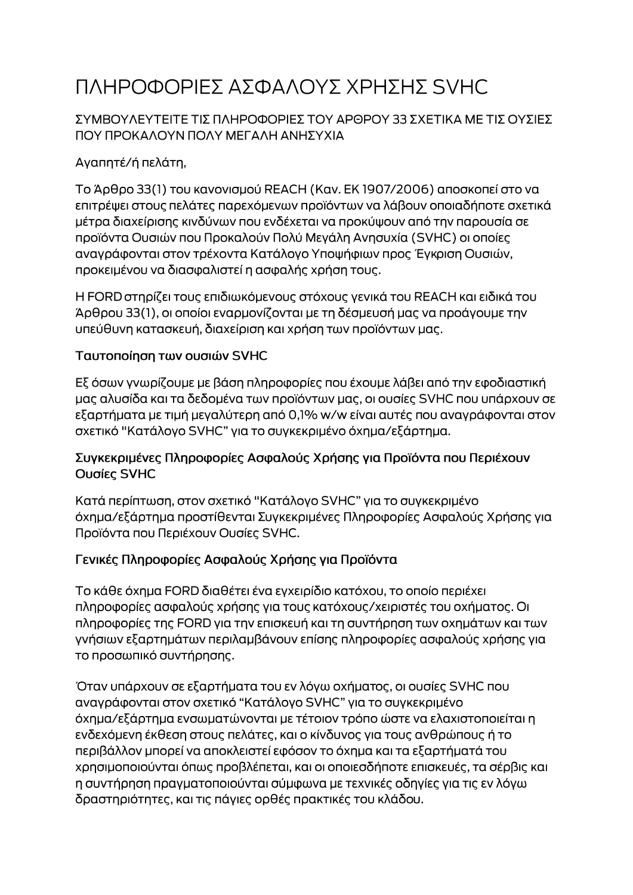# ΠΛΗΡΟΦΟΡΙΕΣ ΑΣΦΑΛΟΥΣ ΧΡΗΣΗΣ SVHC

ΣΥΜΒΟΥΛΕΥΤΕΙΤΕ ΤΙΣ ΠΛΗΡΟΦΟΡΙΕΣ ΤΟΥ ΑΡΘΡΟΥ 33 ΣΧΕΤΙΚΑ ΜΕ ΤΙΣ ΟΥΣΙΕΣ ΠΟΥ ΠΡΟΚΑΛΟΥΝ ΠΟΛΥ ΜΕΓΑΛΗ ΑΝΗΣΥΧΙΑ

Αγαπητέ/ή πελάτη,

Το Άρθρο 33(1) του κανονισμού REACH (Καν. ΕΚ 1907/2006) αποσκοπεί στο να επιτρέψει στους πελάτες παρεχόμενων προϊόντων να λάβουν οποιαδήποτε σχετικά μέτρα διαχείρισης κινδύνων που ενδέχεται να προκύψουν από την παρουσία σε προϊόντα Ουσιών που Προκαλούν Πολύ Μεγάλη Ανησυχία (SVHC) οι οποίες αναγράφονται στον τρέχοντα Κατάλογο Υποψήφιων προς Έγκριση Ουσιών, προκειμένου να διασφαλιστεί η ασφαλής χρήση τους.

Η FORD στηρίζει τους επιδιωκόμενους στόχους γενικά του REACH και ειδικά του Άρθρου 33(1), οι οποίοι εναρμονίζονται με τη δέσμευσή μας να προάγουμε την υπεύθυνη κατασκευή, διαχείριση και χρήση των προϊόντων μας.

### Ταυτοποίηση των ουσιών SVHC

Εξ όσων γνωρίζουμε με βάση πληροφορίες που έχουμε λάβει από την εφοδιαστική μας αλυσίδα και τα δεδομένα των προϊόντων μας, οι ουσίες SVHC που υπάρχουν σε εξαρτήματα με τιμή μεγαλύτερη από 0,1% w/w είναι αυτές που αναγράφονται στον σχετικό "Κατάλογο SVHC" για το συγκεκριμένο όχημα/εξάρτημα.

### Συγκεκριμένες Πληροφορίες Ασφαλούς Χρήσης για Προϊόντα που Περιέχουν Ουσίες SVHC

Κατά περίπτωση, στον σχετικό "Κατάλογο SVHC" για το συγκεκριμένο όχημα/εξάρτημα προστίθενται Συγκεκριμένες Πληροφορίες Ασφαλούς Χρήσης για Προϊόντα που Περιέχουν Ουσίες SVHC.

### Γενικές Πληροφορίες Ασφαλούς Χρήσης για Προϊόντα

Το κάθε όχημα FORD διαθέτει ένα εγχειρίδιο κατόχου, το οποίο περιέχει πληροφορίες ασφαλούς χρήσης για τους κατόχους/χειριστές του οχήματος. Οι πληροφορίες της FORD για την επισκευή και τη συντήρηση των οχημάτων και των γνήσιων εξαρτημάτων περιλαμβάνουν επίσης πληροφορίες ασφαλούς χρήσης για το προσωπικό συντήρησης.

Όταν υπάρχουν σε εξαρτήματα του εν λόγω οχήματος, οι ουσίες SVHC που αναγράφονται στον σχετικό "Κατάλογο SVHC" για το συγκεκριμένο όχημα/εξάρτημα ενσωματώνονται με τέτοιον τρόπο ώστε να ελαχιστοποιείται η ενδεχόμενη έκθεση στους πελάτες, και ο κίνδυνος για τους ανθρώπους ή το περιβάλλον μπορεί να αποκλειστεί εφόσον το όχημα και τα εξαρτήματά του χρησιμοποιούνται όπως προβλέπεται, και οι οποιεσδήποτε επισκευές, τα σέρβις και η συντήρηση πραγματοποιούνται σύμφωνα με τεχνικές οδηγίες για τις εν λόγω δραστηριότητες, και τις πάγιες ορθές πρακτικές του κλάδου.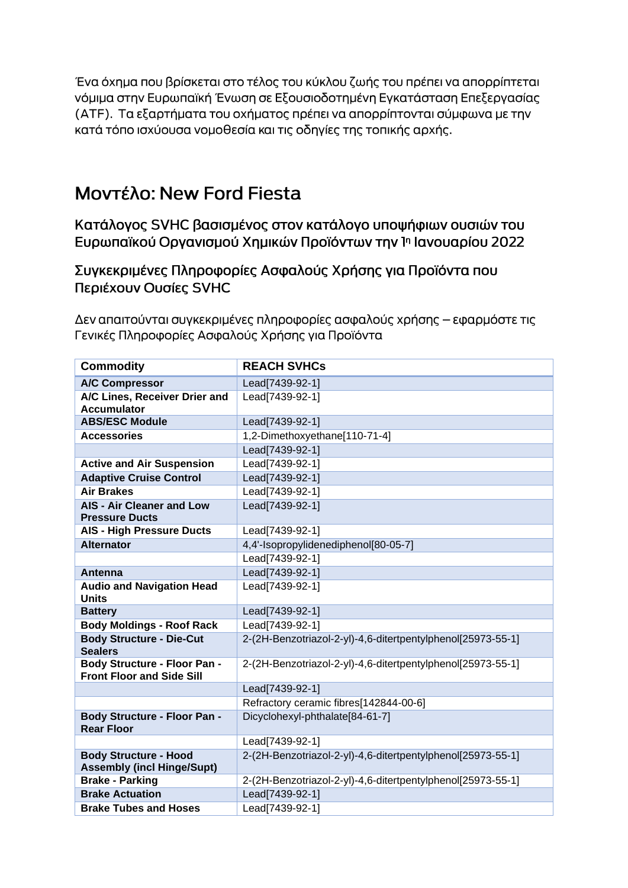Ένα όχημα που βρίσκεται στο τέλος του κύκλου ζωής του πρέπει να απορρίπτεται νόμιμα στην Ευρωπαϊκή Ένωση σε Εξουσιοδοτημένη Εγκατάσταση Επεξεργασίας (ATF). Τα εξαρτήματα του οχήματος πρέπει να απορρίπτονται σύμφωνα με την κατά τόπο ισχύουσα νομοθεσία και τις οδηγίες της τοπικής αρχής.

# Μοντέλο: New Ford Fiesta

## Κατάλογος SVHC βασισμένος στον κατάλογο υποψήφιων ουσιών του Ευρωπαϊκού Οργανισμού Χημικών Προϊόντων την 1η Ιανουαρίου 2022

## Συγκεκριμένες Πληροφορίες Ασφαλούς Χρήσης για Προϊόντα που Περιέχουν Ουσίες SVHC

Δεν απαιτούνται συγκεκριμένες πληροφορίες ασφαλούς χρήσης – εφαρμόστε τις Γενικές Πληροφορίες Ασφαλούς Χρήσης για Προϊόντα

| Commodity | REACH SVHCs |
|---|---|
| **A/C Compressor** | Lead[7439-92-1] |
| **A/C Lines, Receiver Drier and Accumulator** | Lead[7439-92-1] |
| **ABS/ESC Module** | Lead[7439-92-1] |
| **Accessories** | 1,2-Dimethoxyethane[110-71-4] |
| | Lead[7439-92-1] |
| **Active and Air Suspension** | Lead[7439-92-1] |
| **Adaptive Cruise Control** | Lead[7439-92-1] |
| **Air Brakes** | Lead[7439-92-1] |
| **AIS - Air Cleaner and Low Pressure Ducts** | Lead[7439-92-1] |
| **AIS - High Pressure Ducts** | Lead[7439-92-1] |
| **Alternator** | 4,4'-Isopropylidenediphenol[80-05-7] |
| | Lead[7439-92-1] |
| **Antenna** | Lead[7439-92-1] |
| **Audio and Navigation Head Units** | Lead[7439-92-1] |
| **Battery** | Lead[7439-92-1] |
| **Body Moldings - Roof Rack** | Lead[7439-92-1] |
| **Body Structure - Die-Cut Sealers** | 2-(2H-Benzotriazol-2-yl)-4,6-ditertpentylphenol[25973-55-1] |
| **Body Structure - Floor Pan - Front Floor and Side Sill** | 2-(2H-Benzotriazol-2-yl)-4,6-ditertpentylphenol[25973-55-1] |
| | Lead[7439-92-1] |
| | Refractory ceramic fibres[142844-00-6] |
| **Body Structure - Floor Pan - Rear Floor** | Dicyclohexyl-phthalate[84-61-7] |
| | Lead[7439-92-1] |
| **Body Structure - Hood Assembly (incl Hinge/Supt)** | 2-(2H-Benzotriazol-2-yl)-4,6-ditertpentylphenol[25973-55-1] |
| **Brake - Parking** | 2-(2H-Benzotriazol-2-yl)-4,6-ditertpentylphenol[25973-55-1] |
| **Brake Actuation** | Lead[7439-92-1] |
| **Brake Tubes and Hoses** | Lead[7439-92-1] |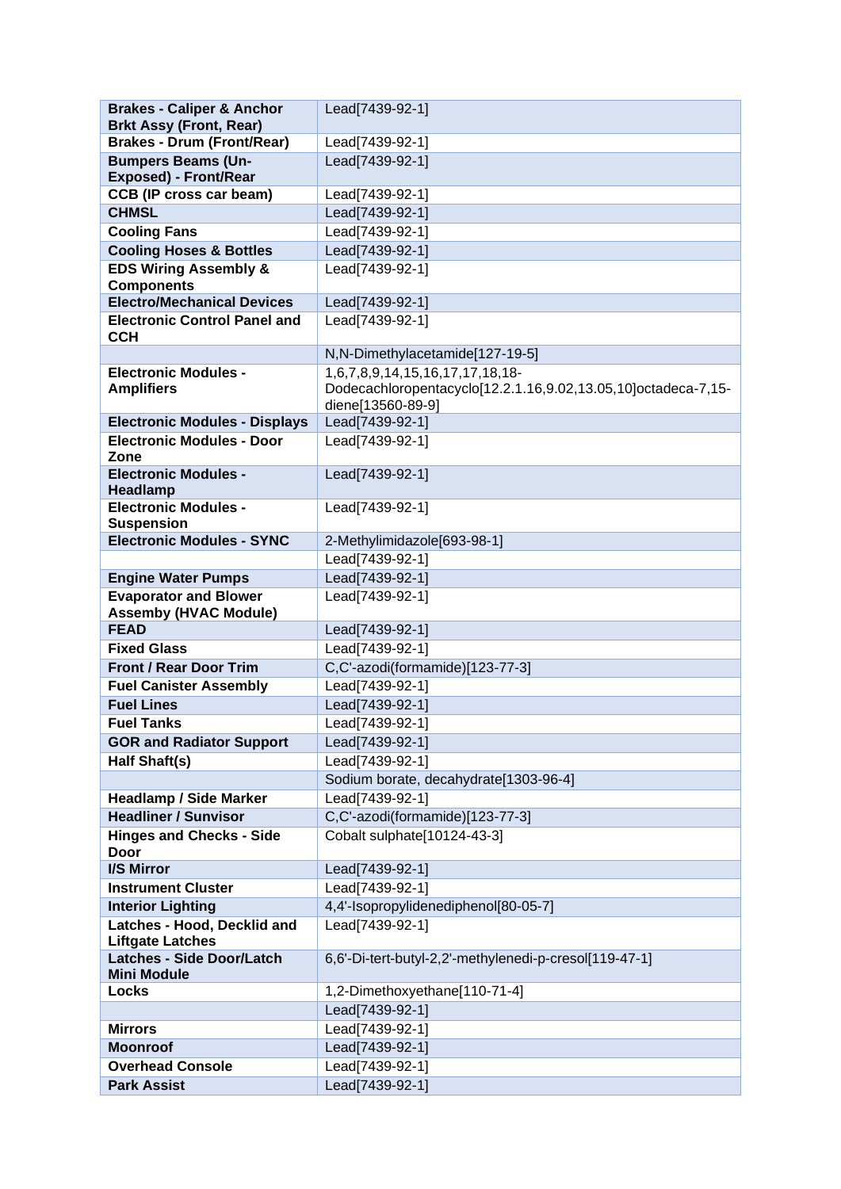| **Brakes - Caliper & Anchor Brkt Assy (Front, Rear)** | Lead[7439-92-1] |
|---|---|
| **Brakes - Drum (Front/Rear)** | Lead[7439-92-1] |
| **Bumpers Beams (Un-Exposed) - Front/Rear** | Lead[7439-92-1] |
| **CCB (IP cross car beam)** | Lead[7439-92-1] |
| **CHMSL** | Lead[7439-92-1] |
| **Cooling Fans** | Lead[7439-92-1] |
| **Cooling Hoses & Bottles** | Lead[7439-92-1] |
| **EDS Wiring Assembly & Components** | Lead[7439-92-1] |
| **Electro/Mechanical Devices** | Lead[7439-92-1] |
| **Electronic Control Panel and CCH** | Lead[7439-92-1] |
| | N,N-Dimethylacetamide[127-19-5] |
| **Electronic Modules - Amplifiers** | 1,6,7,8,9,14,15,16,17,17,18,18-Dodecachloropentacyclo[12.2.1.16,9.02,13.05,10]octadeca-7,15-diene[13560-89-9] |
| **Electronic Modules - Displays** | Lead[7439-92-1] |
| **Electronic Modules - Door Zone** | Lead[7439-92-1] |
| **Electronic Modules - Headlamp** | Lead[7439-92-1] |
| **Electronic Modules - Suspension** | Lead[7439-92-1] |
| **Electronic Modules - SYNC** | 2-Methylimidazole[693-98-1] |
| | Lead[7439-92-1] |
| **Engine Water Pumps** | Lead[7439-92-1] |
| **Evaporator and Blower Assemby (HVAC Module)** | Lead[7439-92-1] |
| **FEAD** | Lead[7439-92-1] |
| **Fixed Glass** | Lead[7439-92-1] |
| **Front / Rear Door Trim** | C,C'-azodi(formamide)[123-77-3] |
| **Fuel Canister Assembly** | Lead[7439-92-1] |
| **Fuel Lines** | Lead[7439-92-1] |
| **Fuel Tanks** | Lead[7439-92-1] |
| **GOR and Radiator Support** | Lead[7439-92-1] |
| **Half Shaft(s)** | Lead[7439-92-1] |
| | Sodium borate, decahydrate[1303-96-4] |
| **Headlamp / Side Marker** | Lead[7439-92-1] |
| **Headliner / Sunvisor** | C,C'-azodi(formamide)[123-77-3] |
| **Hinges and Checks - Side Door** | Cobalt sulphate[10124-43-3] |
| **I/S Mirror** | Lead[7439-92-1] |
| **Instrument Cluster** | Lead[7439-92-1] |
| **Interior Lighting** | 4,4'-Isopropylidenediphenol[80-05-7] |
| **Latches - Hood, Decklid and Liftgate Latches** | Lead[7439-92-1] |
| **Latches - Side Door/Latch Mini Module** | 6,6'-Di-tert-butyl-2,2'-methylenedi-p-cresol[119-47-1] |
| **Locks** | 1,2-Dimethoxyethane[110-71-4] |
| | Lead[7439-92-1] |
| **Mirrors** | Lead[7439-92-1] |
| **Moonroof** | Lead[7439-92-1] |
| **Overhead Console** | Lead[7439-92-1] |
| **Park Assist** | Lead[7439-92-1] |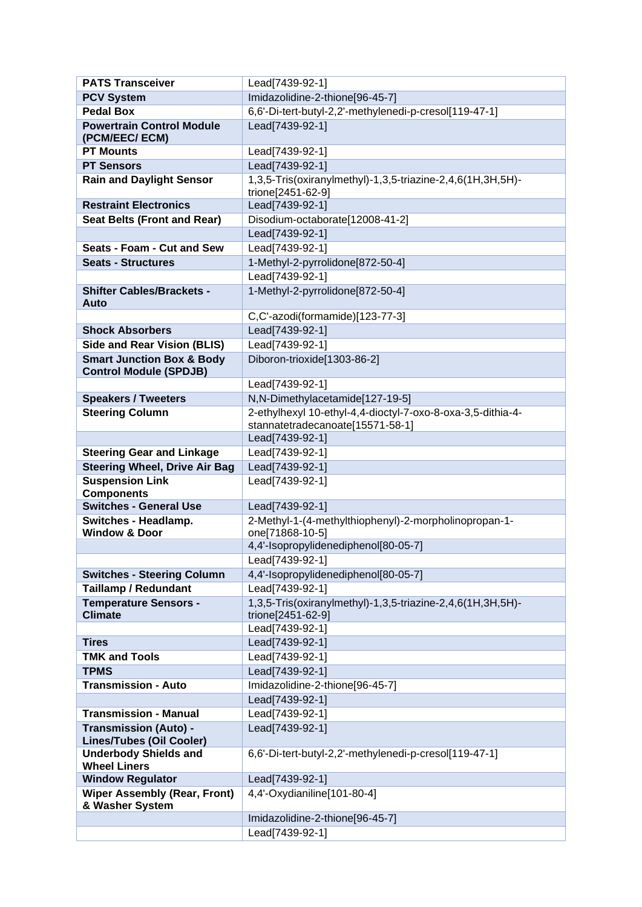| | |
|---|---|
| **PATS Transceiver** | Lead[7439-92-1] |
| **PCV System** | Imidazolidine-2-thione[96-45-7] |
| **Pedal Box** | 6,6'-Di-tert-butyl-2,2'-methylenedi-p-cresol[119-47-1] |
| **Powertrain Control Module (PCM/EEC/ ECM)** | Lead[7439-92-1] |
| **PT Mounts** | Lead[7439-92-1] |
| **PT Sensors** | Lead[7439-92-1] |
| **Rain and Daylight Sensor** | 1,3,5-Tris(oxiranylmethyl)-1,3,5-triazine-2,4,6(1H,3H,5H)-trione[2451-62-9] |
| **Restraint Electronics** | Lead[7439-92-1] |
| **Seat Belts (Front and Rear)** | Disodium-octaborate[12008-41-2] |
| | Lead[7439-92-1] |
| **Seats - Foam - Cut and Sew** | Lead[7439-92-1] |
| **Seats - Structures** | 1-Methyl-2-pyrrolidone[872-50-4] |
| | Lead[7439-92-1] |
| **Shifter Cables/Brackets - Auto** | 1-Methyl-2-pyrrolidone[872-50-4] |
| | C,C'-azodi(formamide)[123-77-3] |
| **Shock Absorbers** | Lead[7439-92-1] |
| **Side and Rear Vision (BLIS)** | Lead[7439-92-1] |
| **Smart Junction Box & Body Control Module (SPDJB)** | Diboron-trioxide[1303-86-2] |
| | Lead[7439-92-1] |
| **Speakers / Tweeters** | N,N-Dimethylacetamide[127-19-5] |
| **Steering Column** | 2-ethylhexyl 10-ethyl-4,4-dioctyl-7-oxo-8-oxa-3,5-dithia-4-stannatetradecanoate[15571-58-1] |
| | Lead[7439-92-1] |
| **Steering Gear and Linkage** | Lead[7439-92-1] |
| **Steering Wheel, Drive Air Bag** | Lead[7439-92-1] |
| **Suspension Link Components** | Lead[7439-92-1] |
| **Switches - General Use** | Lead[7439-92-1] |
| **Switches - Headlamp. Window & Door** | 2-Methyl-1-(4-methylthiophenyl)-2-morpholinopropan-1-one[71868-10-5] |
| | 4,4'-Isopropylidenediphenol[80-05-7] |
| | Lead[7439-92-1] |
| **Switches - Steering Column** | 4,4'-Isopropylidenediphenol[80-05-7] |
| **Taillamp / Redundant** | Lead[7439-92-1] |
| **Temperature Sensors - Climate** | 1,3,5-Tris(oxiranylmethyl)-1,3,5-triazine-2,4,6(1H,3H,5H)-trione[2451-62-9] |
| | Lead[7439-92-1] |
| **Tires** | Lead[7439-92-1] |
| **TMK and Tools** | Lead[7439-92-1] |
| **TPMS** | Lead[7439-92-1] |
| **Transmission - Auto** | Imidazolidine-2-thione[96-45-7] |
| | Lead[7439-92-1] |
| **Transmission - Manual** | Lead[7439-92-1] |
| **Transmission (Auto) - Lines/Tubes (Oil Cooler)** | Lead[7439-92-1] |
| **Underbody Shields and Wheel Liners** | 6,6'-Di-tert-butyl-2,2'-methylenedi-p-cresol[119-47-1] |
| **Window Regulator** | Lead[7439-92-1] |
| **Wiper Assembly (Rear, Front) & Washer System** | 4,4'-Oxydianiline[101-80-4] |
| | Imidazolidine-2-thione[96-45-7] |
| | Lead[7439-92-1] |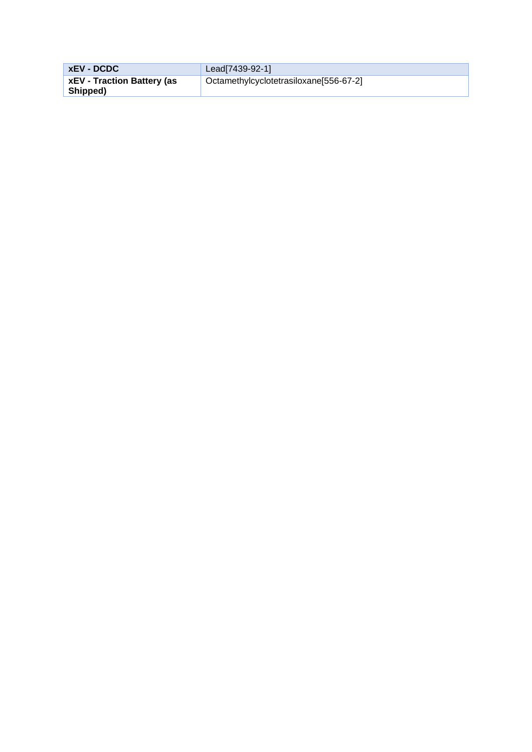| | |
|---|---|
| **xEV - DCDC** | Lead[7439-92-1] |
| **xEV - Traction Battery (as Shipped)** | Octamethylcyclotetrasiloxane[556-67-2] |